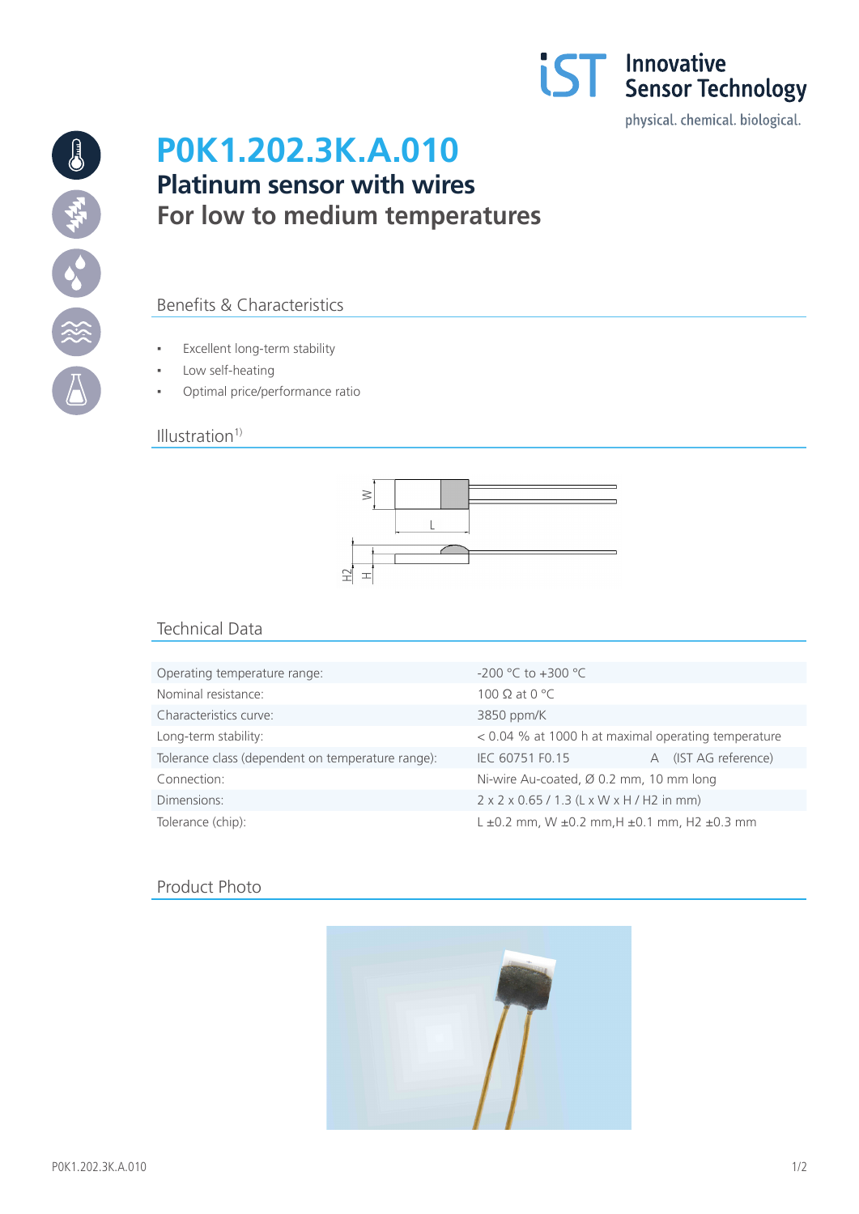# P0K1.202.3K.A.010

## Platinum sensor with wires
## For low to medium temperatures

### Benefits & Characteristics

- Excellent long-term stability
- Low self-heating
- Optimal price/performance ratio

### Illustration[1)]

### Technical Data

| | |
|---|---|
| Operating temperature range: | -200 °C to +300 °C |
| Nominal resistance: | 100 Ω at 0 °C |
| Characteristics curve: | 3850 ppm/K |
| Long-term stability: | < 0.04 % at 1000 h at maximal operating temperature |
| Tolerance class (dependent on temperature range): | IEC 60751 F0.15 A (IST AG reference) |
| Connection: | Ni-wire Au-coated, Ø 0.2 mm, 10 mm long |
| Dimensions: | 2 x 2 x 0.65 / 1.3 (L x W x H / H2 in mm) |
| Tolerance (chip): | L ±0.2 mm, W ±0.2 mm,H ±0.1 mm, H2 ±0.3 mm |

### Product Photo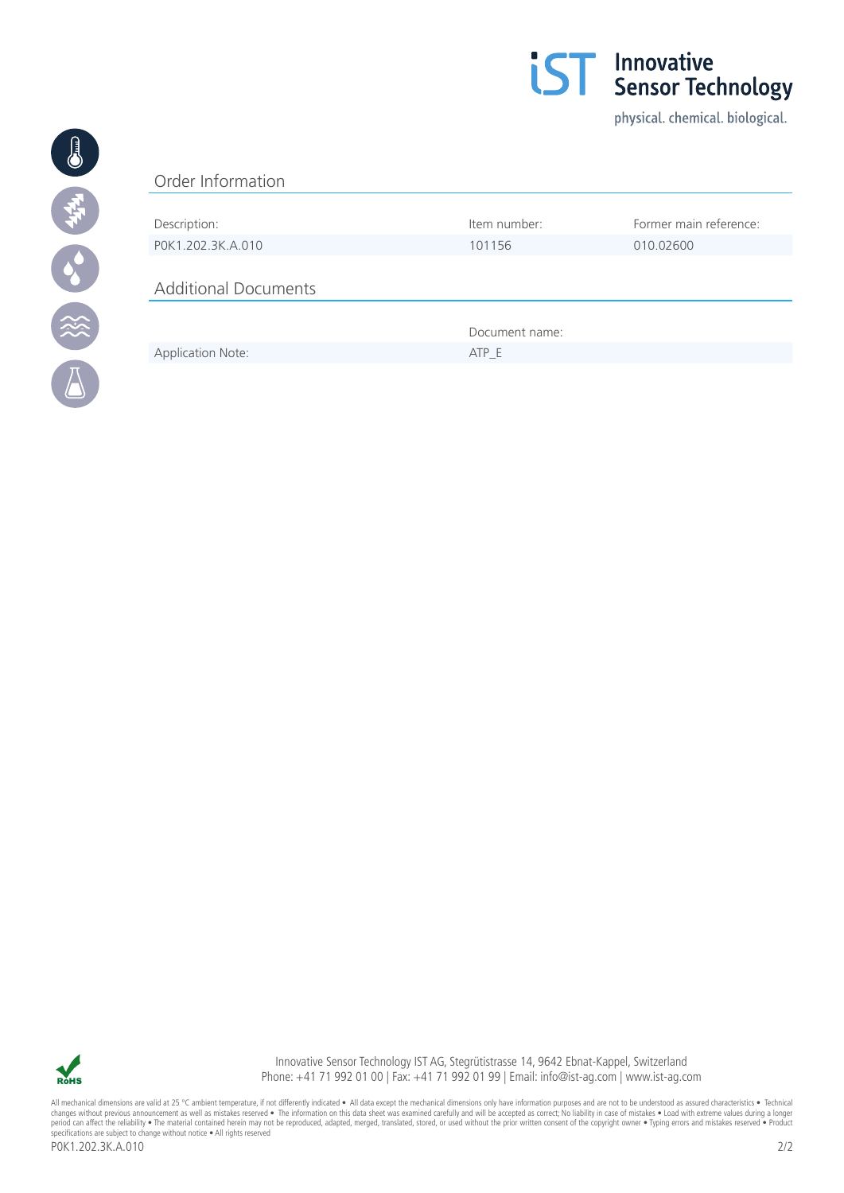## Order Information

| Description: | Item number: | Former main reference: |
| --- | --- | --- |
| P0K1.202.3K.A.010 | 101156 | 010.02600 |

## Additional Documents

| | Document name: |
| --- | --- |
| Application Note: | ATP_E |

Innovative Sensor Technology IST AG, Stegrütistrasse 14, 9642 Ebnat-Kappel, Switzerland
Phone: +41 71 992 01 00 | Fax: +41 71 992 01 99 | Email: info@ist-ag.com | www.ist-ag.com

All mechanical dimensions are valid at 25 °C ambient temperature, if not differently indicated • All data except the mechanical dimensions only have information purposes and are not to be understood as assured characteristics • Technical changes without previous announcement as well as mistakes reserved • The information on this data sheet was examined carefully and will be accepted as correct; No liability in case of mistakes • Load with extreme values during a longer period can affect the reliability • The material contained herein may not be reproduced, adapted, merged, translated, stored, or used without the prior written consent of the copyright owner • Typing errors and mistakes reserved • Product specifications are subject to change without notice • All rights reserved